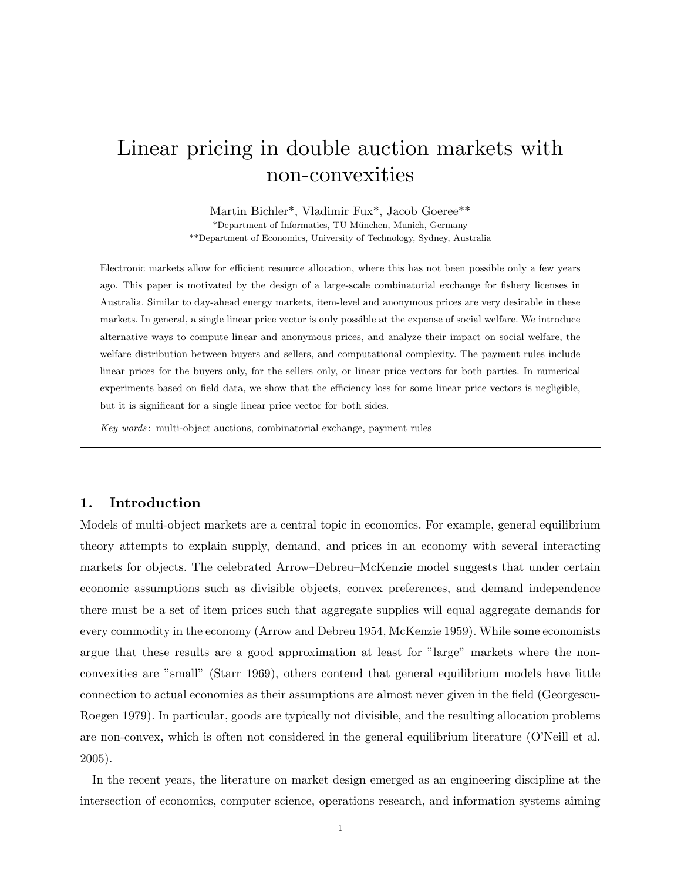# Linear pricing in double auction markets with non-convexities

Martin Bichler*, Vladimir Fux*, Jacob Goeree**

*Department of Informatics, TU München, Munich, Germany

**Department of Economics, University of Technology, Sydney, Australia

Electronic markets allow for efficient resource allocation, where this has not been possible only a few years ago. This paper is motivated by the design of a large-scale combinatorial exchange for fishery licenses in Australia. Similar to day-ahead energy markets, item-level and anonymous prices are very desirable in these markets. In general, a single linear price vector is only possible at the expense of social welfare. We introduce alternative ways to compute linear and anonymous prices, and analyze their impact on social welfare, the welfare distribution between buyers and sellers, and computational complexity. The payment rules include linear prices for the buyers only, for the sellers only, or linear price vectors for both parties. In numerical experiments based on field data, we show that the efficiency loss for some linear price vectors is negligible, but it is significant for a single linear price vector for both sides.

*Key words*: multi-object auctions, combinatorial exchange, payment rules

## 1. Introduction

Models of multi-object markets are a central topic in economics. For example, general equilibrium theory attempts to explain supply, demand, and prices in an economy with several interacting markets for objects. The celebrated Arrow–Debreu–McKenzie model suggests that under certain economic assumptions such as divisible objects, convex preferences, and demand independence there must be a set of item prices such that aggregate supplies will equal aggregate demands for every commodity in the economy (Arrow and Debreu 1954, McKenzie 1959). While some economists argue that these results are a good approximation at least for "large" markets where the non-convexities are "small" (Starr 1969), others contend that general equilibrium models have little connection to actual economies as their assumptions are almost never given in the field (Georgescu-Roegen 1979). In particular, goods are typically not divisible, and the resulting allocation problems are non-convex, which is often not considered in the general equilibrium literature (O'Neill et al. 2005).

In the recent years, the literature on market design emerged as an engineering discipline at the intersection of economics, computer science, operations research, and information systems aiming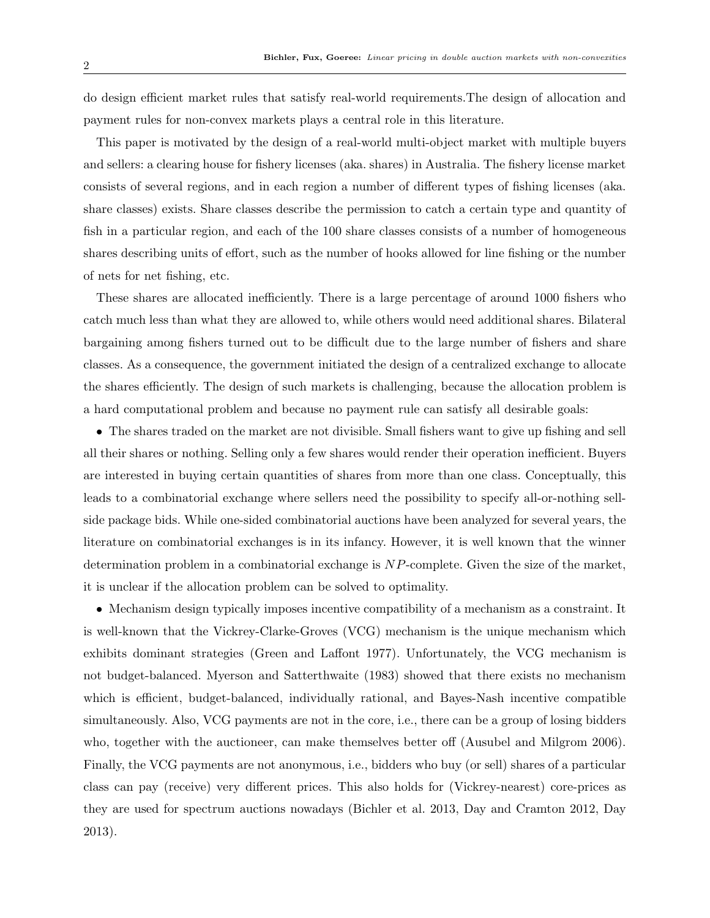do design efficient market rules that satisfy real-world requirements.The design of allocation and payment rules for non-convex markets plays a central role in this literature.

This paper is motivated by the design of a real-world multi-object market with multiple buyers and sellers: a clearing house for fishery licenses (aka. shares) in Australia. The fishery license market consists of several regions, and in each region a number of different types of fishing licenses (aka. share classes) exists. Share classes describe the permission to catch a certain type and quantity of fish in a particular region, and each of the 100 share classes consists of a number of homogeneous shares describing units of effort, such as the number of hooks allowed for line fishing or the number of nets for net fishing, etc.

These shares are allocated inefficiently. There is a large percentage of around 1000 fishers who catch much less than what they are allowed to, while others would need additional shares. Bilateral bargaining among fishers turned out to be difficult due to the large number of fishers and share classes. As a consequence, the government initiated the design of a centralized exchange to allocate the shares efficiently. The design of such markets is challenging, because the allocation problem is a hard computational problem and because no payment rule can satisfy all desirable goals:

- The shares traded on the market are not divisible. Small fishers want to give up fishing and sell all their shares or nothing. Selling only a few shares would render their operation inefficient. Buyers are interested in buying certain quantities of shares from more than one class. Conceptually, this leads to a combinatorial exchange where sellers need the possibility to specify all-or-nothing sell-side package bids. While one-sided combinatorial auctions have been analyzed for several years, the literature on combinatorial exchanges is in its infancy. However, it is well known that the winner determination problem in a combinatorial exchange is $NP$-complete. Given the size of the market, it is unclear if the allocation problem can be solved to optimality.

- Mechanism design typically imposes incentive compatibility of a mechanism as a constraint. It is well-known that the Vickrey-Clarke-Groves (VCG) mechanism is the unique mechanism which exhibits dominant strategies (Green and Laffont 1977). Unfortunately, the VCG mechanism is not budget-balanced. Myerson and Satterthwaite (1983) showed that there exists no mechanism which is efficient, budget-balanced, individually rational, and Bayes-Nash incentive compatible simultaneously. Also, VCG payments are not in the core, i.e., there can be a group of losing bidders who, together with the auctioneer, can make themselves better off (Ausubel and Milgrom 2006). Finally, the VCG payments are not anonymous, i.e., bidders who buy (or sell) shares of a particular class can pay (receive) very different prices. This also holds for (Vickrey-nearest) core-prices as they are used for spectrum auctions nowadays (Bichler et al. 2013, Day and Cramton 2012, Day 2013).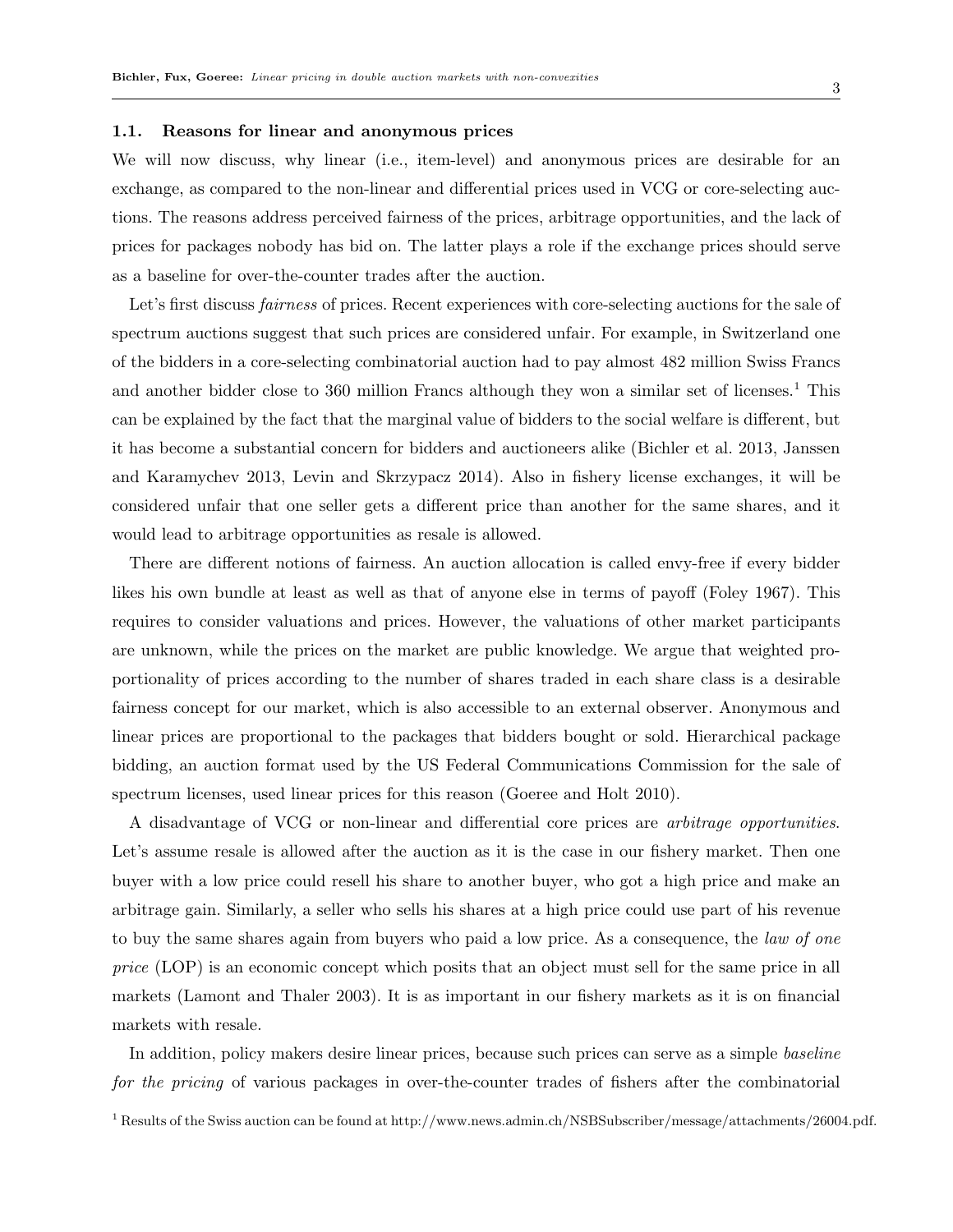### 1.1. Reasons for linear and anonymous prices

We will now discuss, why linear (i.e., item-level) and anonymous prices are desirable for an exchange, as compared to the non-linear and differential prices used in VCG or core-selecting auctions. The reasons address perceived fairness of the prices, arbitrage opportunities, and the lack of prices for packages nobody has bid on. The latter plays a role if the exchange prices should serve as a baseline for over-the-counter trades after the auction.

Let's first discuss *fairness* of prices. Recent experiences with core-selecting auctions for the sale of spectrum auctions suggest that such prices are considered unfair. For example, in Switzerland one of the bidders in a core-selecting combinatorial auction had to pay almost 482 million Swiss Francs and another bidder close to 360 million Francs although they won a similar set of licenses.[1] This can be explained by the fact that the marginal value of bidders to the social welfare is different, but it has become a substantial concern for bidders and auctioneers alike (Bichler et al. 2013, Janssen and Karamychev 2013, Levin and Skrzypacz 2014). Also in fishery license exchanges, it will be considered unfair that one seller gets a different price than another for the same shares, and it would lead to arbitrage opportunities as resale is allowed.

There are different notions of fairness. An auction allocation is called envy-free if every bidder likes his own bundle at least as well as that of anyone else in terms of payoff (Foley 1967). This requires to consider valuations and prices. However, the valuations of other market participants are unknown, while the prices on the market are public knowledge. We argue that weighted proportionality of prices according to the number of shares traded in each share class is a desirable fairness concept for our market, which is also accessible to an external observer. Anonymous and linear prices are proportional to the packages that bidders bought or sold. Hierarchical package bidding, an auction format used by the US Federal Communications Commission for the sale of spectrum licenses, used linear prices for this reason (Goeree and Holt 2010).

A disadvantage of VCG or non-linear and differential core prices are *arbitrage opportunities*. Let's assume resale is allowed after the auction as it is the case in our fishery market. Then one buyer with a low price could resell his share to another buyer, who got a high price and make an arbitrage gain. Similarly, a seller who sells his shares at a high price could use part of his revenue to buy the same shares again from buyers who paid a low price. As a consequence, the *law of one price* (LOP) is an economic concept which posits that an object must sell for the same price in all markets (Lamont and Thaler 2003). It is as important in our fishery markets as it is on financial markets with resale.

In addition, policy makers desire linear prices, because such prices can serve as a simple *baseline for the pricing* of various packages in over-the-counter trades of fishers after the combinatorial

[1] Results of the Swiss auction can be found at http://www.news.admin.ch/NSBSubscriber/message/attachments/26004.pdf.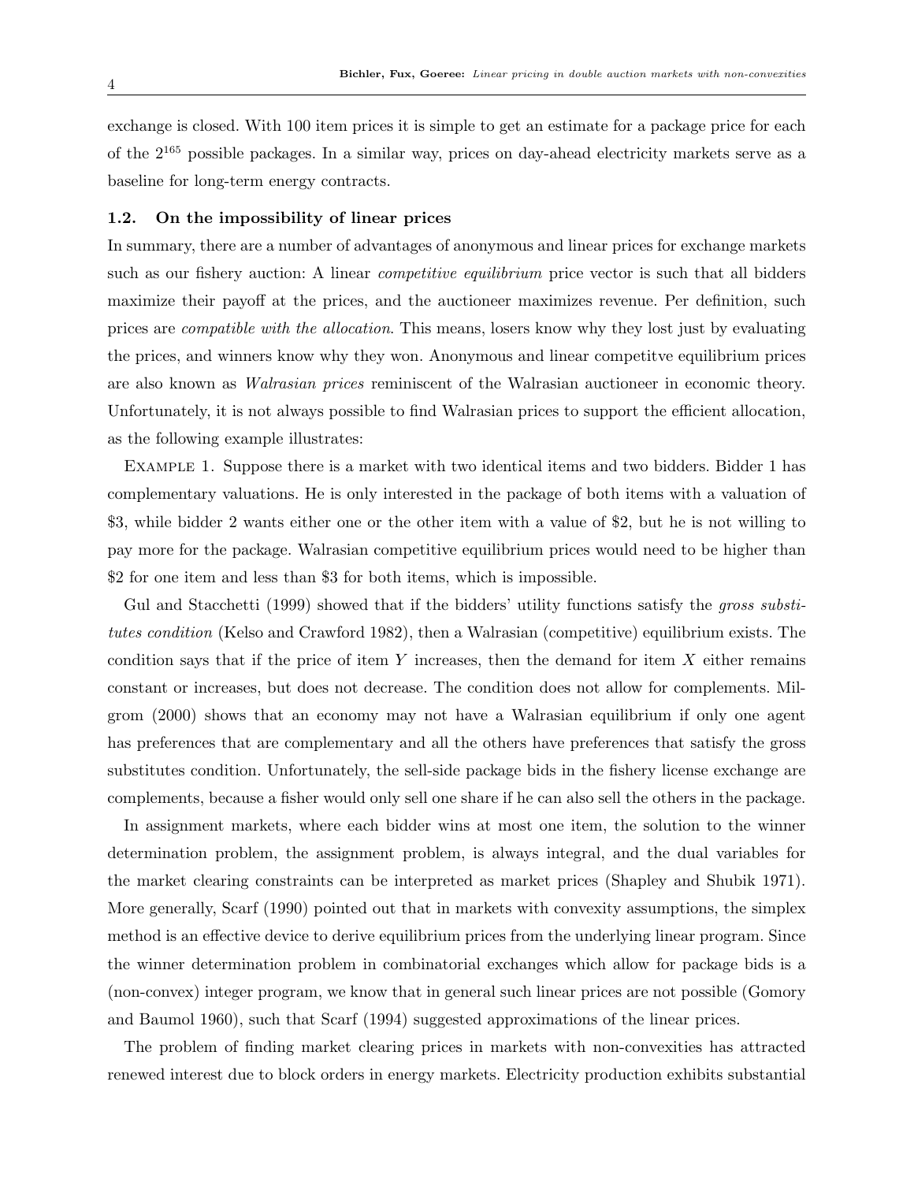exchange is closed. With 100 item prices it is simple to get an estimate for a package price for each of the $2^{165}$ possible packages. In a similar way, prices on day-ahead electricity markets serve as a baseline for long-term energy contracts.

### 1.2. On the impossibility of linear prices

In summary, there are a number of advantages of anonymous and linear prices for exchange markets such as our fishery auction: A linear *competitive equilibrium* price vector is such that all bidders maximize their payoff at the prices, and the auctioneer maximizes revenue. Per definition, such prices are *compatible with the allocation*. This means, losers know why they lost just by evaluating the prices, and winners know why they won. Anonymous and linear competitve equilibrium prices are also known as *Walrasian prices* reminiscent of the Walrasian auctioneer in economic theory. Unfortunately, it is not always possible to find Walrasian prices to support the efficient allocation, as the following example illustrates:

Example 1. Suppose there is a market with two identical items and two bidders. Bidder 1 has complementary valuations. He is only interested in the package of both items with a valuation of \$3, while bidder 2 wants either one or the other item with a value of \$2, but he is not willing to pay more for the package. Walrasian competitive equilibrium prices would need to be higher than \$2 for one item and less than \$3 for both items, which is impossible.

Gul and Stacchetti (1999) showed that if the bidders' utility functions satisfy the *gross substitutes condition* (Kelso and Crawford 1982), then a Walrasian (competitive) equilibrium exists. The condition says that if the price of item $Y$ increases, then the demand for item $X$ either remains constant or increases, but does not decrease. The condition does not allow for complements. Milgrom (2000) shows that an economy may not have a Walrasian equilibrium if only one agent has preferences that are complementary and all the others have preferences that satisfy the gross substitutes condition. Unfortunately, the sell-side package bids in the fishery license exchange are complements, because a fisher would only sell one share if he can also sell the others in the package.

In assignment markets, where each bidder wins at most one item, the solution to the winner determination problem, the assignment problem, is always integral, and the dual variables for the market clearing constraints can be interpreted as market prices (Shapley and Shubik 1971). More generally, Scarf (1990) pointed out that in markets with convexity assumptions, the simplex method is an effective device to derive equilibrium prices from the underlying linear program. Since the winner determination problem in combinatorial exchanges which allow for package bids is a (non-convex) integer program, we know that in general such linear prices are not possible (Gomory and Baumol 1960), such that Scarf (1994) suggested approximations of the linear prices.

The problem of finding market clearing prices in markets with non-convexities has attracted renewed interest due to block orders in energy markets. Electricity production exhibits substantial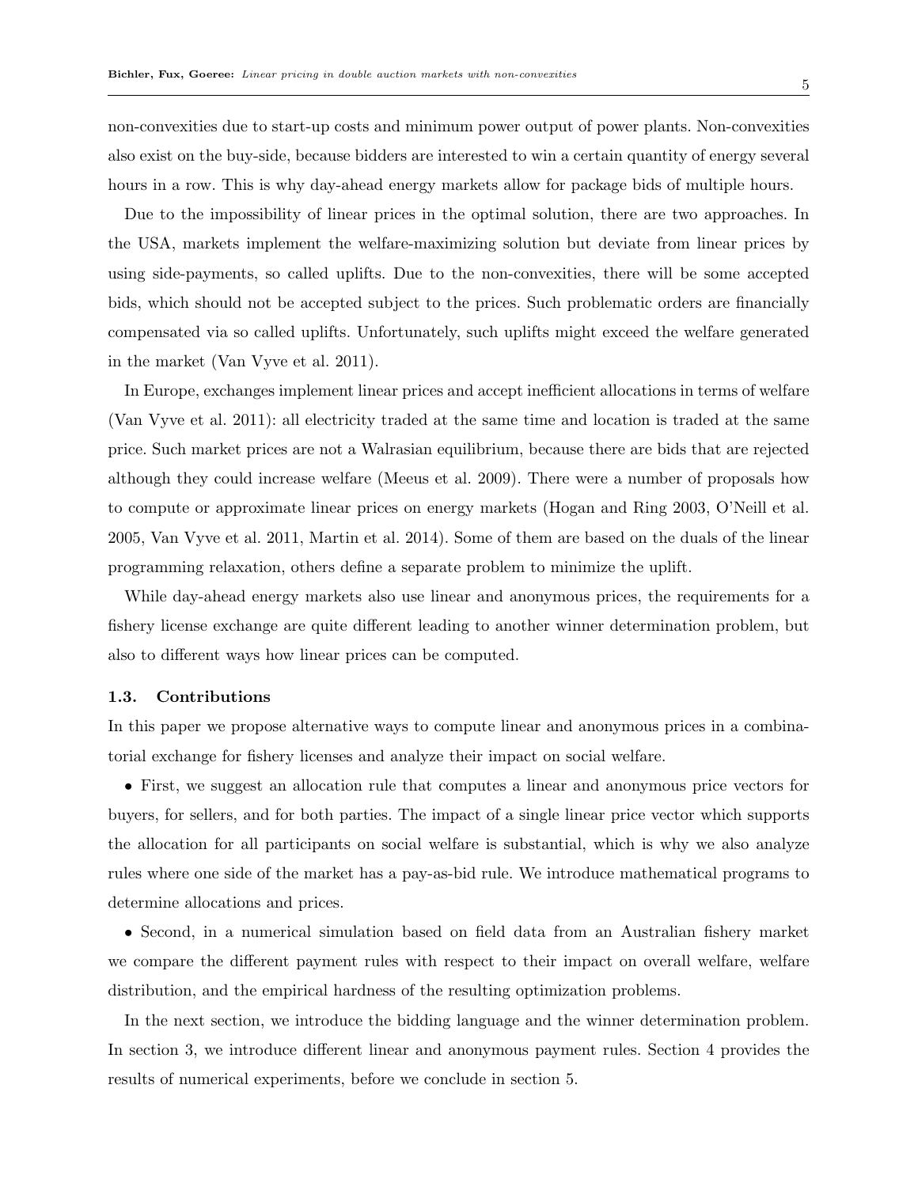non-convexities due to start-up costs and minimum power output of power plants. Non-convexities also exist on the buy-side, because bidders are interested to win a certain quantity of energy several hours in a row. This is why day-ahead energy markets allow for package bids of multiple hours.

Due to the impossibility of linear prices in the optimal solution, there are two approaches. In the USA, markets implement the welfare-maximizing solution but deviate from linear prices by using side-payments, so called uplifts. Due to the non-convexities, there will be some accepted bids, which should not be accepted subject to the prices. Such problematic orders are financially compensated via so called uplifts. Unfortunately, such uplifts might exceed the welfare generated in the market (Van Vyve et al. 2011).

In Europe, exchanges implement linear prices and accept inefficient allocations in terms of welfare (Van Vyve et al. 2011): all electricity traded at the same time and location is traded at the same price. Such market prices are not a Walrasian equilibrium, because there are bids that are rejected although they could increase welfare (Meeus et al. 2009). There were a number of proposals how to compute or approximate linear prices on energy markets (Hogan and Ring 2003, O'Neill et al. 2005, Van Vyve et al. 2011, Martin et al. 2014). Some of them are based on the duals of the linear programming relaxation, others define a separate problem to minimize the uplift.

While day-ahead energy markets also use linear and anonymous prices, the requirements for a fishery license exchange are quite different leading to another winner determination problem, but also to different ways how linear prices can be computed.

### 1.3. Contributions

In this paper we propose alternative ways to compute linear and anonymous prices in a combinatorial exchange for fishery licenses and analyze their impact on social welfare.

- First, we suggest an allocation rule that computes a linear and anonymous price vectors for buyers, for sellers, and for both parties. The impact of a single linear price vector which supports the allocation for all participants on social welfare is substantial, which is why we also analyze rules where one side of the market has a pay-as-bid rule. We introduce mathematical programs to determine allocations and prices.

- Second, in a numerical simulation based on field data from an Australian fishery market we compare the different payment rules with respect to their impact on overall welfare, welfare distribution, and the empirical hardness of the resulting optimization problems.

In the next section, we introduce the bidding language and the winner determination problem. In section 3, we introduce different linear and anonymous payment rules. Section 4 provides the results of numerical experiments, before we conclude in section 5.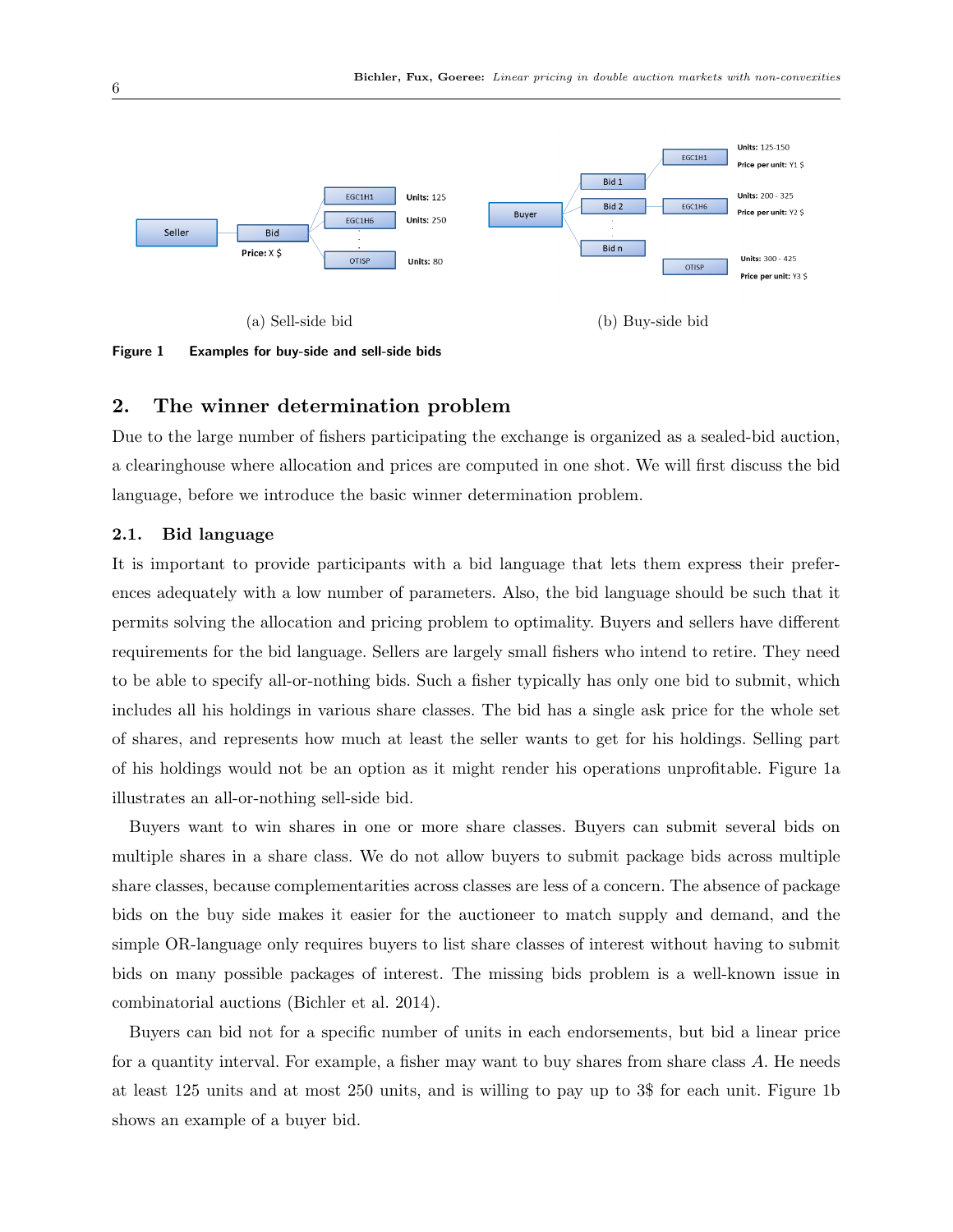(a) Sell-side bid

(b) Buy-side bid

**Figure 1 Examples for buy-side and sell-side bids**

## 2. The winner determination problem

Due to the large number of fishers participating the exchange is organized as a sealed-bid auction, a clearinghouse where allocation and prices are computed in one shot. We will first discuss the bid language, before we introduce the basic winner determination problem.

### 2.1. Bid language

It is important to provide participants with a bid language that lets them express their preferences adequately with a low number of parameters. Also, the bid language should be such that it permits solving the allocation and pricing problem to optimality. Buyers and sellers have different requirements for the bid language. Sellers are largely small fishers who intend to retire. They need to be able to specify all-or-nothing bids. Such a fisher typically has only one bid to submit, which includes all his holdings in various share classes. The bid has a single ask price for the whole set of shares, and represents how much at least the seller wants to get for his holdings. Selling part of his holdings would not be an option as it might render his operations unprofitable. Figure 1a illustrates an all-or-nothing sell-side bid.

Buyers want to win shares in one or more share classes. Buyers can submit several bids on multiple shares in a share class. We do not allow buyers to submit package bids across multiple share classes, because complementarities across classes are less of a concern. The absence of package bids on the buy side makes it easier for the auctioneer to match supply and demand, and the simple OR-language only requires buyers to list share classes of interest without having to submit bids on many possible packages of interest. The missing bids problem is a well-known issue in combinatorial auctions (Bichler et al. 2014).

Buyers can bid not for a specific number of units in each endorsements, but bid a linear price for a quantity interval. For example, a fisher may want to buy shares from share class $A$. He needs at least 125 units and at most 250 units, and is willing to pay up to 3$ for each unit. Figure 1b shows an example of a buyer bid.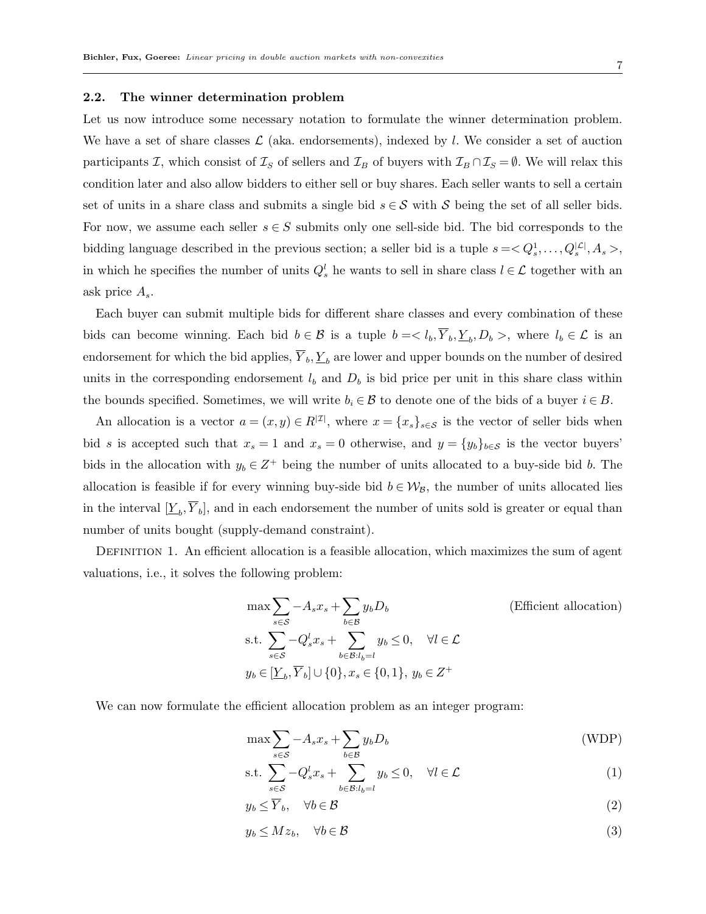### 2.2. The winner determination problem

Let us now introduce some necessary notation to formulate the winner determination problem. We have a set of share classes $\mathcal{L}$ (aka. endorsements), indexed by $l$. We consider a set of auction participants $\mathcal{I}$, which consist of $\mathcal{I}_S$ of sellers and $\mathcal{I}_B$ of buyers with $\mathcal{I}_B \cap \mathcal{I}_S = \emptyset$. We will relax this condition later and also allow bidders to either sell or buy shares. Each seller wants to sell a certain set of units in a share class and submits a single bid $s \in \mathcal{S}$ with $\mathcal{S}$ being the set of all seller bids. For now, we assume each seller $s \in S$ submits only one sell-side bid. The bid corresponds to the bidding language described in the previous section; a seller bid is a tuple $s = < Q_s^1, \ldots, Q_s^{|\mathcal{L}|}, A_s >$, in which he specifies the number of units $Q_s^l$ he wants to sell in share class $l \in \mathcal{L}$ together with an ask price $A_s$.

Each buyer can submit multiple bids for different share classes and every combination of these bids can become winning. Each bid $b \in \mathcal{B}$ is a tuple $b = < l_b, \overline{Y}_b, \underline{Y}_b, D_b >$, where $l_b \in \mathcal{L}$ is an endorsement for which the bid applies, $\overline{Y}_b, \underline{Y}_b$ are lower and upper bounds on the number of desired units in the corresponding endorsement $l_b$ and $D_b$ is bid price per unit in this share class within the bounds specified. Sometimes, we will write $b_i \in \mathcal{B}$ to denote one of the bids of a buyer $i \in B$.

An allocation is a vector $a = (x, y) \in R^{|\mathcal{I}|}$, where $x = \{x_s\}_{s \in \mathcal{S}}$ is the vector of seller bids when bid $s$ is accepted such that $x_s = 1$ and $x_s = 0$ otherwise, and $y = \{y_b\}_{b \in \mathcal{S}}$ is the vector buyers' bids in the allocation with $y_b \in Z^+$ being the number of units allocated to a buy-side bid $b$. The allocation is feasible if for every winning buy-side bid $b \in \mathcal{W}_\mathcal{B}$, the number of units allocated lies in the interval $[\underline{Y}_b, \overline{Y}_b]$, and in each endorsement the number of units sold is greater or equal than number of units bought (supply-demand constraint).

Definition 1. An efficient allocation is a feasible allocation, which maximizes the sum of agent valuations, i.e., it solves the following problem:

$$
\begin{aligned}
\max & \sum_{s \in \mathcal{S}} -A_s x_s + \sum_{b \in \mathcal{B}} y_b D_b && \text{(Efficient allocation)} \\
\text{s.t. } & \sum_{s \in \mathcal{S}} -Q_s^l x_s + \sum_{b \in \mathcal{B}: l_b = l} y_b \leq 0, \quad \forall l \in \mathcal{L} \\
& y_b \in [\underline{Y}_b, \overline{Y}_b] \cup \{0\}, x_s \in \{0, 1\}, \, y_b \in Z^+
\end{aligned}
$$

We can now formulate the efficient allocation problem as an integer program:

$$
\begin{aligned}
\max & \sum_{s \in \mathcal{S}} -A_s x_s + \sum_{b \in \mathcal{B}} y_b D_b && \text{(WDP)} \\
\text{s.t. } & \sum_{s \in \mathcal{S}} -Q_s^l x_s + \sum_{b \in \mathcal{B}: l_b = l} y_b \leq 0, \quad \forall l \in \mathcal{L} && (1) \\
& y_b \leq \overline{Y}_b, \quad \forall b \in \mathcal{B} && (2) \\
& y_b \leq M z_b, \quad \forall b \in \mathcal{B} && (3)
\end{aligned}
$$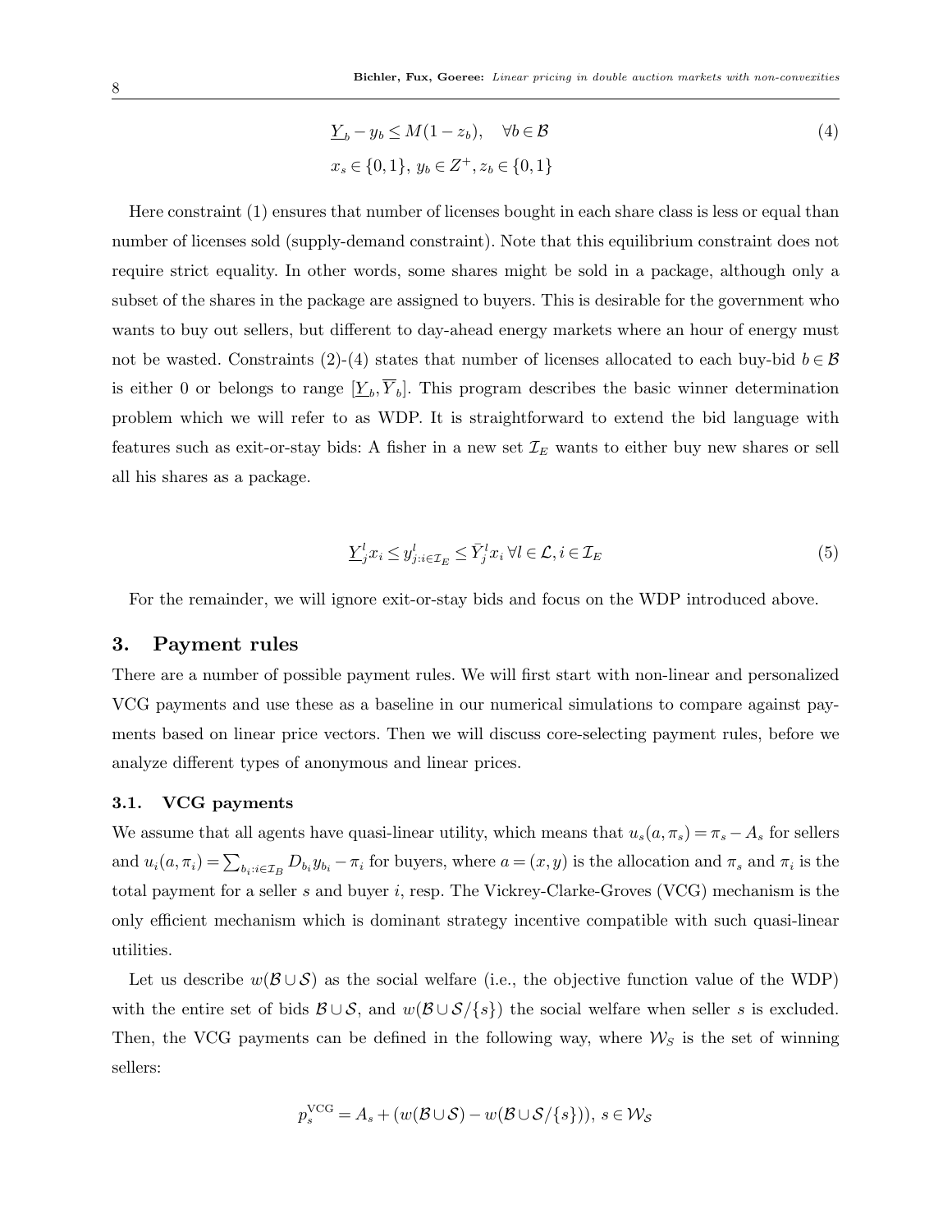$$\underline{Y}_b - y_b \leq M(1 - z_b), \quad \forall b \in \mathcal{B} \tag{4}$$

$$x_s \in \{0,1\},\; y_b \in Z^+, z_b \in \{0,1\}$$

Here constraint (1) ensures that number of licenses bought in each share class is less or equal than number of licenses sold (supply-demand constraint). Note that this equilibrium constraint does not require strict equality. In other words, some shares might be sold in a package, although only a subset of the shares in the package are assigned to buyers. This is desirable for the government who wants to buy out sellers, but different to day-ahead energy markets where an hour of energy must not be wasted. Constraints (2)-(4) states that number of licenses allocated to each buy-bid $b \in \mathcal{B}$ is either 0 or belongs to range $[\underline{Y}_b, \overline{Y}_b]$. This program describes the basic winner determination problem which we will refer to as WDP. It is straightforward to extend the bid language with features such as exit-or-stay bids: A fisher in a new set $\mathcal{I}_E$ wants to either buy new shares or sell all his shares as a package.

$$\underline{Y}^l_j x_i \leq y^l_{j:i \in \mathcal{I}_E} \leq \bar{Y}^l_j x_i \; \forall l \in \mathcal{L}, i \in \mathcal{I}_E \tag{5}$$

For the remainder, we will ignore exit-or-stay bids and focus on the WDP introduced above.

## 3. Payment rules

There are a number of possible payment rules. We will first start with non-linear and personalized VCG payments and use these as a baseline in our numerical simulations to compare against payments based on linear price vectors. Then we will discuss core-selecting payment rules, before we analyze different types of anonymous and linear prices.

### 3.1. VCG payments

We assume that all agents have quasi-linear utility, which means that $u_s(a, \pi_s) = \pi_s - A_s$ for sellers and $u_i(a, \pi_i) = \sum_{b_i : i \in \mathcal{I}_B} D_{b_i} y_{b_i} - \pi_i$ for buyers, where $a = (x, y)$ is the allocation and $\pi_s$ and $\pi_i$ is the total payment for a seller $s$ and buyer $i$, resp. The Vickrey-Clarke-Groves (VCG) mechanism is the only efficient mechanism which is dominant strategy incentive compatible with such quasi-linear utilities.

Let us describe $w(\mathcal{B} \cup \mathcal{S})$ as the social welfare (i.e., the objective function value of the WDP) with the entire set of bids $\mathcal{B} \cup \mathcal{S}$, and $w(\mathcal{B} \cup \mathcal{S}/\{s\})$ the social welfare when seller $s$ is excluded. Then, the VCG payments can be defined in the following way, where $\mathcal{W}_S$ is the set of winning sellers:

$$p^{\mathrm{VCG}}_s = A_s + (w(\mathcal{B} \cup \mathcal{S}) - w(\mathcal{B} \cup \mathcal{S}/\{s\})),\; s \in \mathcal{W}_{\mathcal{S}}$$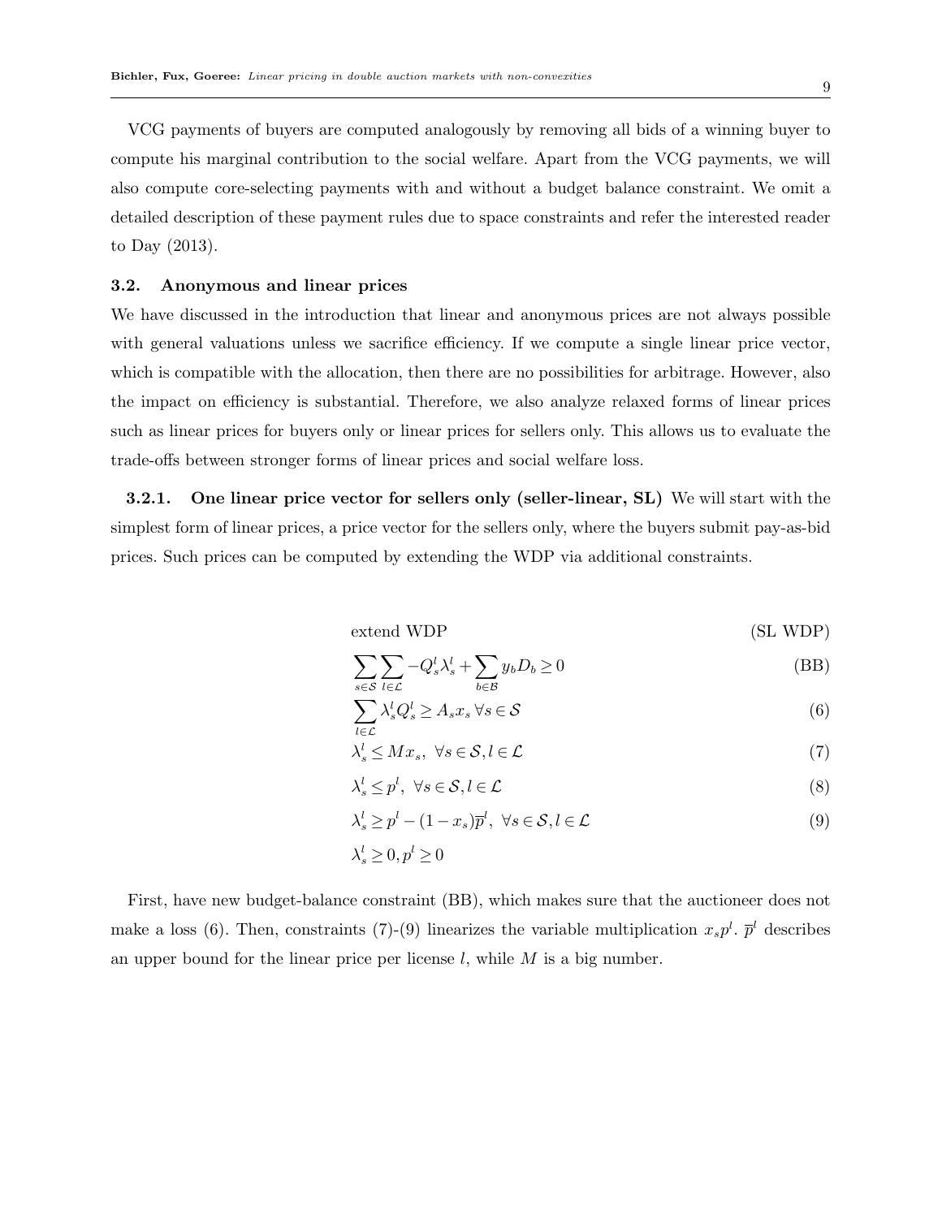VCG payments of buyers are computed analogously by removing all bids of a winning buyer to compute his marginal contribution to the social welfare. Apart from the VCG payments, we will also compute core-selecting payments with and without a budget balance constraint. We omit a detailed description of these payment rules due to space constraints and refer the interested reader to Day (2013).

### 3.2. Anonymous and linear prices

We have discussed in the introduction that linear and anonymous prices are not always possible with general valuations unless we sacrifice efficiency. If we compute a single linear price vector, which is compatible with the allocation, then there are no possibilities for arbitrage. However, also the impact on efficiency is substantial. Therefore, we also analyze relaxed forms of linear prices such as linear prices for buyers only or linear prices for sellers only. This allows us to evaluate the trade-offs between stronger forms of linear prices and social welfare loss.

**3.2.1. One linear price vector for sellers only (seller-linear, SL)** We will start with the simplest form of linear prices, a price vector for the sellers only, where the buyers submit pay-as-bid prices. Such prices can be computed by extending the WDP via additional constraints.

$$\text{extend WDP} \tag{SL WDP}$$

$$\sum_{s\in\mathcal{S}}\sum_{l\in\mathcal{L}} -Q_s^l \lambda_s^l + \sum_{b\in\mathcal{B}} y_b D_b \geq 0 \tag{BB}$$

$$\sum_{l\in\mathcal{L}} \lambda_s^l Q_s^l \geq A_s x_s \; \forall s \in \mathcal{S} \tag{6}$$

$$\lambda_s^l \leq M x_s, \;\; \forall s \in \mathcal{S}, l \in \mathcal{L} \tag{7}$$

$$\lambda_s^l \leq p^l, \;\; \forall s \in \mathcal{S}, l \in \mathcal{L} \tag{8}$$

$$\lambda_s^l \geq p^l - (1 - x_s)\overline{p}^l, \;\; \forall s \in \mathcal{S}, l \in \mathcal{L} \tag{9}$$

$$\lambda_s^l \geq 0, p^l \geq 0$$

First, have new budget-balance constraint (BB), which makes sure that the auctioneer does not make a loss (6). Then, constraints (7)-(9) linearizes the variable multiplication $x_s p^l$. $\overline{p}^l$ describes an upper bound for the linear price per license $l$, while $M$ is a big number.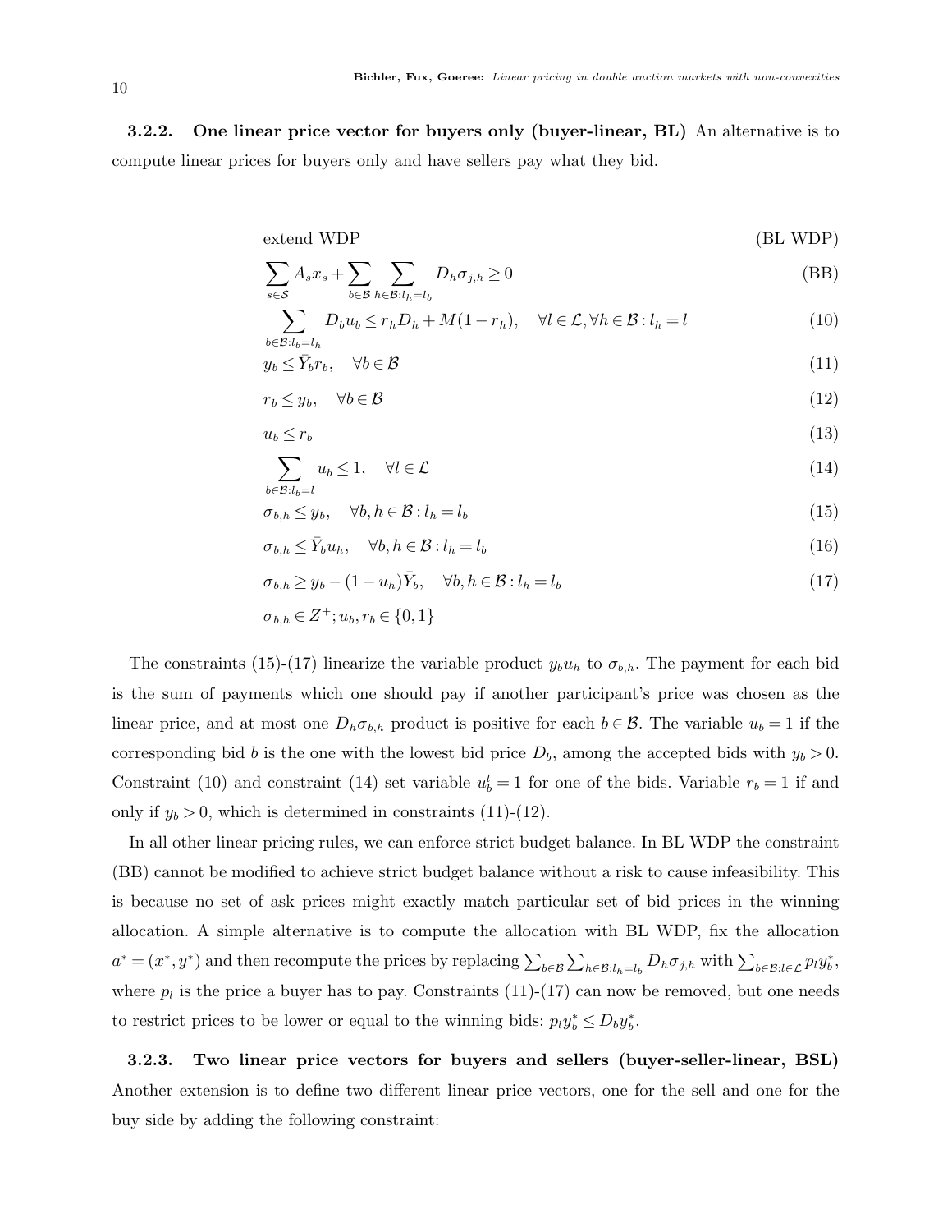### 3.2.2. One linear price vector for buyers only (buyer-linear, BL)

An alternative is to compute linear prices for buyers only and have sellers pay what they bid.

$$\text{extend WDP} \tag{BL WDP}$$

$$\sum_{s \in \mathcal{S}} A_s x_s + \sum_{b \in \mathcal{B}} \sum_{h \in \mathcal{B}: l_h = l_b} D_h \sigma_{j,h} \geq 0 \tag{BB}$$

$$\sum_{b \in \mathcal{B}: l_b = l_h} D_b u_b \leq r_h D_h + M(1 - r_h), \quad \forall l \in \mathcal{L}, \forall h \in \mathcal{B}: l_h = l \tag{10}$$

$$y_b \leq \bar{Y}_b r_b, \quad \forall b \in \mathcal{B} \tag{11}$$

$$r_b \leq y_b, \quad \forall b \in \mathcal{B} \tag{12}$$

$$u_b \leq r_b \tag{13}$$

$$\sum_{b \in \mathcal{B}: l_b = l} u_b \leq 1, \quad \forall l \in \mathcal{L} \tag{14}$$

$$\sigma_{b,h} \leq y_b, \quad \forall b, h \in \mathcal{B}: l_h = l_b \tag{15}$$

$$\sigma_{b,h} \leq \bar{Y}_b u_h, \quad \forall b, h \in \mathcal{B}: l_h = l_b \tag{16}$$

$$\sigma_{b,h} \geq y_b - (1 - u_h)\bar{Y}_b, \quad \forall b, h \in \mathcal{B}: l_h = l_b \tag{17}$$

$$\sigma_{b,h} \in Z^+; u_b, r_b \in \{0, 1\}$$

The constraints (15)-(17) linearize the variable product $y_b u_h$ to $\sigma_{b,h}$. The payment for each bid is the sum of payments which one should pay if another participant's price was chosen as the linear price, and at most one $D_h \sigma_{b,h}$ product is positive for each $b \in \mathcal{B}$. The variable $u_b = 1$ if the corresponding bid $b$ is the one with the lowest bid price $D_b$, among the accepted bids with $y_b > 0$. Constraint (10) and constraint (14) set variable $u_b^l = 1$ for one of the bids. Variable $r_b = 1$ if and only if $y_b > 0$, which is determined in constraints (11)-(12).

In all other linear pricing rules, we can enforce strict budget balance. In BL WDP the constraint (BB) cannot be modified to achieve strict budget balance without a risk to cause infeasibility. This is because no set of ask prices might exactly match particular set of bid prices in the winning allocation. A simple alternative is to compute the allocation with BL WDP, fix the allocation $a^* = (x^*, y^*)$ and then recompute the prices by replacing $\sum_{b \in \mathcal{B}} \sum_{h \in \mathcal{B}: l_h = l_b} D_h \sigma_{j,h}$ with $\sum_{b \in \mathcal{B}: l \in \mathcal{L}} p_l y_b^*$, where $p_l$ is the price a buyer has to pay. Constraints (11)-(17) can now be removed, but one needs to restrict prices to be lower or equal to the winning bids: $p_l y_b^* \leq D_b y_b^*$.

### 3.2.3. Two linear price vectors for buyers and sellers (buyer-seller-linear, BSL)

Another extension is to define two different linear price vectors, one for the sell and one for the buy side by adding the following constraint: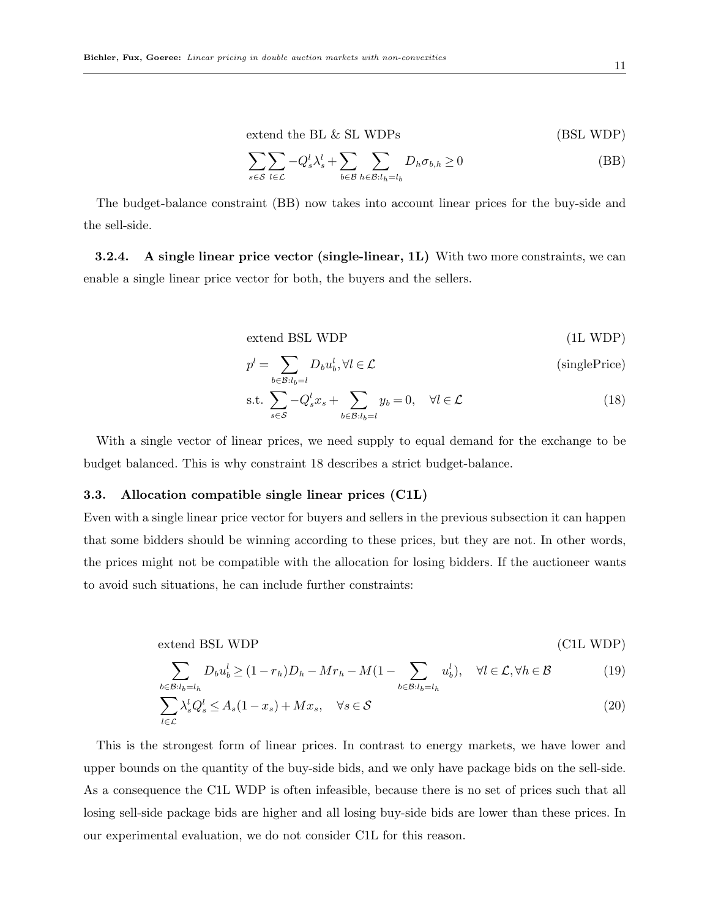$$\text{extend the BL \& SL WDPs} \qquad \text{(BSL WDP)}$$

$$\sum_{s\in\mathcal{S}}\sum_{l\in\mathcal{L}} -Q_s^l\lambda_s^l + \sum_{b\in\mathcal{B}}\sum_{h\in\mathcal{B}:l_h=l_b} D_h\sigma_{b,h} \geq 0 \qquad \text{(BB)}$$

The budget-balance constraint (BB) now takes into account linear prices for the buy-side and the sell-side.

#### 3.2.4. A single linear price vector (single-linear, 1L)

With two more constraints, we can enable a single linear price vector for both, the buyers and the sellers.

$$\text{extend BSL WDP} \qquad \text{(1L WDP)}$$

$$p^l = \sum_{b\in\mathcal{B}:l_b=l} D_b u_b^l, \forall l \in \mathcal{L} \qquad \text{(singlePrice)}$$

$$\text{s.t.} \sum_{s\in\mathcal{S}} -Q_s^l x_s + \sum_{b\in\mathcal{B}:l_b=l} y_b = 0, \quad \forall l \in \mathcal{L} \qquad (18)$$

With a single vector of linear prices, we need supply to equal demand for the exchange to be budget balanced. This is why constraint 18 describes a strict budget-balance.

### 3.3. Allocation compatible single linear prices (C1L)

Even with a single linear price vector for buyers and sellers in the previous subsection it can happen that some bidders should be winning according to these prices, but they are not. In other words, the prices might not be compatible with the allocation for losing bidders. If the auctioneer wants to avoid such situations, he can include further constraints:

$$\text{extend BSL WDP} \qquad \text{(C1L WDP)}$$

$$\sum_{b\in\mathcal{B}:l_b=l_h} D_b u_b^l \geq (1-r_h)D_h - Mr_h - M(1 - \sum_{b\in\mathcal{B}:l_b=l_h} u_b^l), \quad \forall l \in \mathcal{L}, \forall h \in \mathcal{B} \qquad (19)$$

$$\sum_{l\in\mathcal{L}} \lambda_s^l Q_s^l \leq A_s(1-x_s) + Mx_s, \quad \forall s \in \mathcal{S} \qquad (20)$$

This is the strongest form of linear prices. In contrast to energy markets, we have lower and upper bounds on the quantity of the buy-side bids, and we only have package bids on the sell-side. As a consequence the C1L WDP is often infeasible, because there is no set of prices such that all losing sell-side package bids are higher and all losing buy-side bids are lower than these prices. In our experimental evaluation, we do not consider C1L for this reason.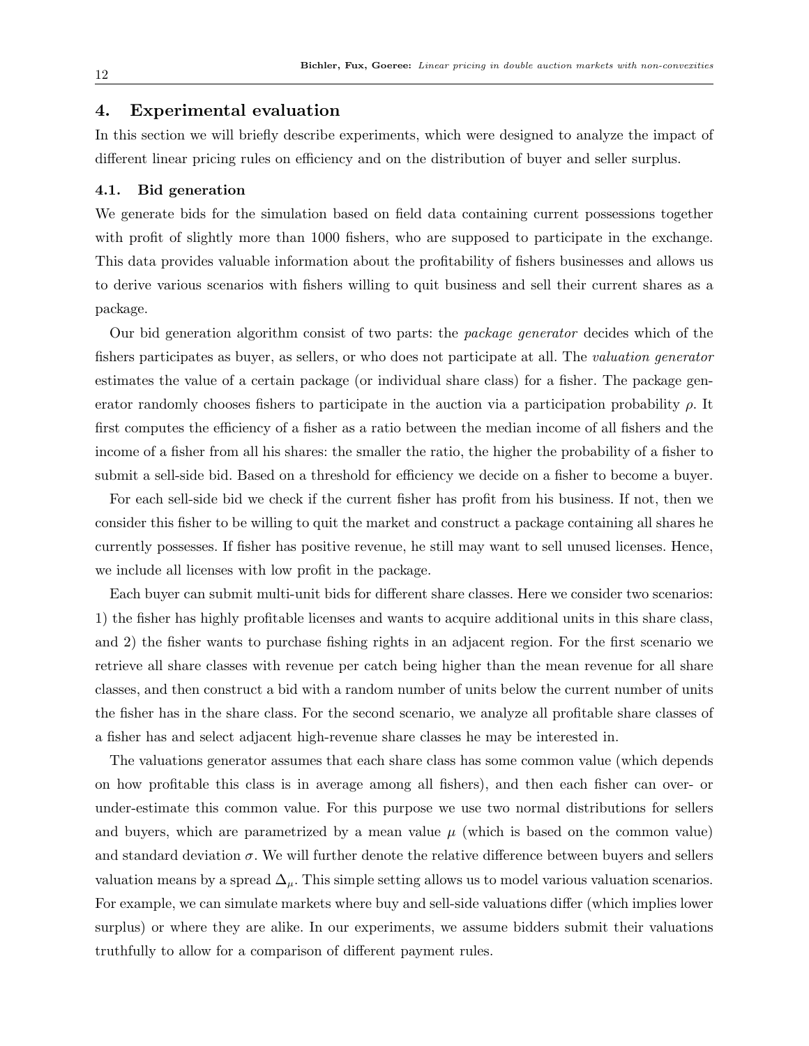## 4. Experimental evaluation

In this section we will briefly describe experiments, which were designed to analyze the impact of different linear pricing rules on efficiency and on the distribution of buyer and seller surplus.

### 4.1. Bid generation

We generate bids for the simulation based on field data containing current possessions together with profit of slightly more than 1000 fishers, who are supposed to participate in the exchange. This data provides valuable information about the profitability of fishers businesses and allows us to derive various scenarios with fishers willing to quit business and sell their current shares as a package.

Our bid generation algorithm consist of two parts: the *package generator* decides which of the fishers participates as buyer, as sellers, or who does not participate at all. The *valuation generator* estimates the value of a certain package (or individual share class) for a fisher. The package generator randomly chooses fishers to participate in the auction via a participation probability $\rho$. It first computes the efficiency of a fisher as a ratio between the median income of all fishers and the income of a fisher from all his shares: the smaller the ratio, the higher the probability of a fisher to submit a sell-side bid. Based on a threshold for efficiency we decide on a fisher to become a buyer.

For each sell-side bid we check if the current fisher has profit from his business. If not, then we consider this fisher to be willing to quit the market and construct a package containing all shares he currently possesses. If fisher has positive revenue, he still may want to sell unused licenses. Hence, we include all licenses with low profit in the package.

Each buyer can submit multi-unit bids for different share classes. Here we consider two scenarios: 1) the fisher has highly profitable licenses and wants to acquire additional units in this share class, and 2) the fisher wants to purchase fishing rights in an adjacent region. For the first scenario we retrieve all share classes with revenue per catch being higher than the mean revenue for all share classes, and then construct a bid with a random number of units below the current number of units the fisher has in the share class. For the second scenario, we analyze all profitable share classes of a fisher has and select adjacent high-revenue share classes he may be interested in.

The valuations generator assumes that each share class has some common value (which depends on how profitable this class is in average among all fishers), and then each fisher can over- or under-estimate this common value. For this purpose we use two normal distributions for sellers and buyers, which are parametrized by a mean value $\mu$ (which is based on the common value) and standard deviation $\sigma$. We will further denote the relative difference between buyers and sellers valuation means by a spread $\Delta_\mu$. This simple setting allows us to model various valuation scenarios. For example, we can simulate markets where buy and sell-side valuations differ (which implies lower surplus) or where they are alike. In our experiments, we assume bidders submit their valuations truthfully to allow for a comparison of different payment rules.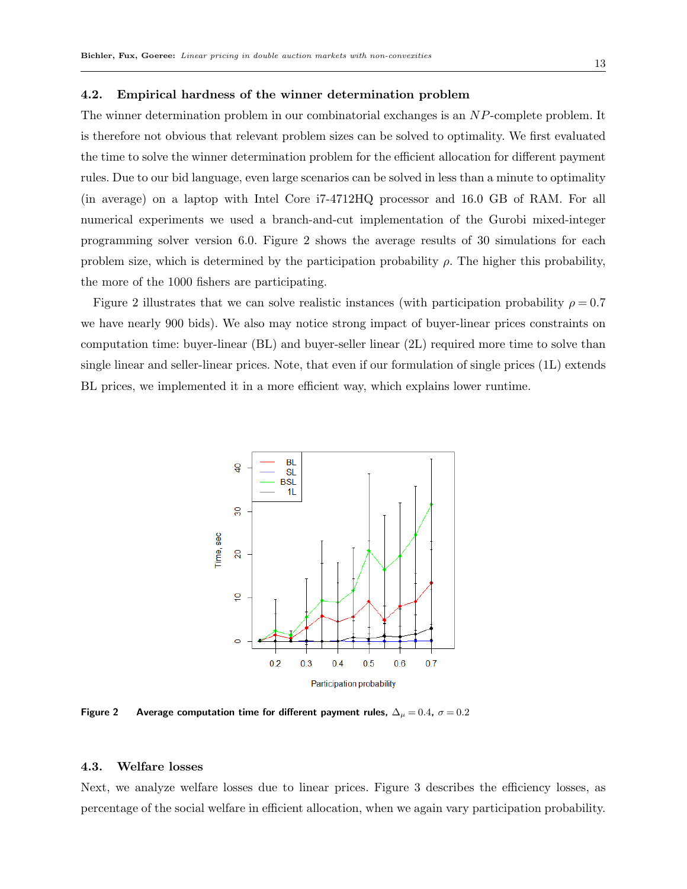### 4.2. Empirical hardness of the winner determination problem

The winner determination problem in our combinatorial exchanges is an $NP$-complete problem. It is therefore not obvious that relevant problem sizes can be solved to optimality. We first evaluated the time to solve the winner determination problem for the efficient allocation for different payment rules. Due to our bid language, even large scenarios can be solved in less than a minute to optimality (in average) on a laptop with Intel Core i7-4712HQ processor and 16.0 GB of RAM. For all numerical experiments we used a branch-and-cut implementation of the Gurobi mixed-integer programming solver version 6.0. Figure 2 shows the average results of 30 simulations for each problem size, which is determined by the participation probability $\rho$. The higher this probability, the more of the 1000 fishers are participating.

Figure 2 illustrates that we can solve realistic instances (with participation probability $\rho = 0.7$ we have nearly 900 bids). We also may notice strong impact of buyer-linear prices constraints on computation time: buyer-linear (BL) and buyer-seller linear (2L) required more time to solve than single linear and seller-linear prices. Note, that even if our formulation of single prices (1L) extends BL prices, we implemented it in a more efficient way, which explains lower runtime.

**Figure 2** **Average computation time for different payment rules,** $\Delta_\mu = 0.4$, $\sigma = 0.2$

### 4.3. Welfare losses

Next, we analyze welfare losses due to linear prices. Figure 3 describes the efficiency losses, as percentage of the social welfare in efficient allocation, when we again vary participation probability.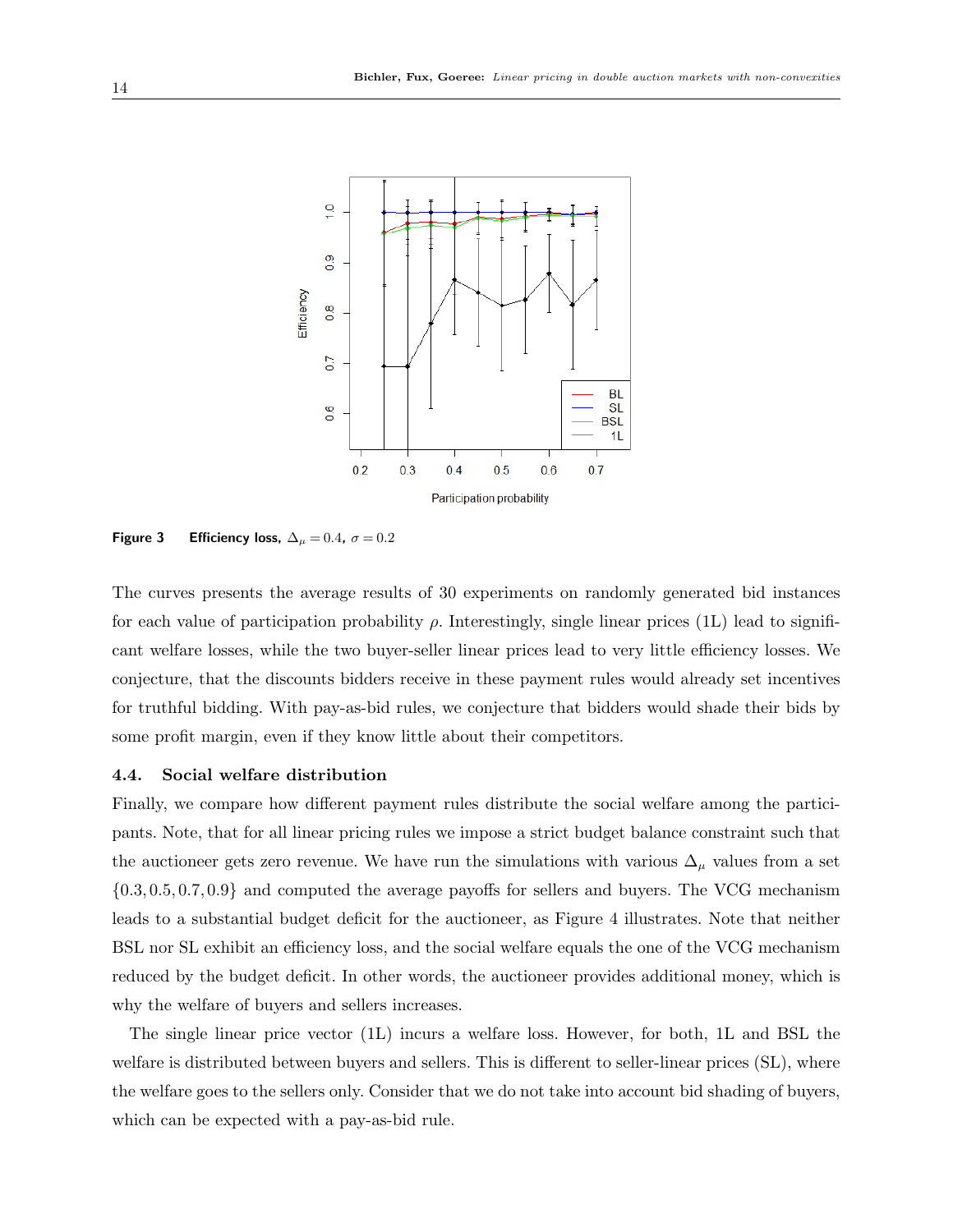**Figure 3** **Efficiency loss,** $\Delta_\mu = 0.4$, $\sigma = 0.2$

The curves presents the average results of 30 experiments on randomly generated bid instances for each value of participation probability $\rho$. Interestingly, single linear prices (1L) lead to significant welfare losses, while the two buyer-seller linear prices lead to very little efficiency losses. We conjecture, that the discounts bidders receive in these payment rules would already set incentives for truthful bidding. With pay-as-bid rules, we conjecture that bidders would shade their bids by some profit margin, even if they know little about their competitors.

### 4.4. Social welfare distribution

Finally, we compare how different payment rules distribute the social welfare among the participants. Note, that for all linear pricing rules we impose a strict budget balance constraint such that the auctioneer gets zero revenue. We have run the simulations with various $\Delta_\mu$ values from a set $\{0.3, 0.5, 0.7, 0.9\}$ and computed the average payoffs for sellers and buyers. The VCG mechanism leads to a substantial budget deficit for the auctioneer, as Figure 4 illustrates. Note that neither BSL nor SL exhibit an efficiency loss, and the social welfare equals the one of the VCG mechanism reduced by the budget deficit. In other words, the auctioneer provides additional money, which is why the welfare of buyers and sellers increases.

The single linear price vector (1L) incurs a welfare loss. However, for both, 1L and BSL the welfare is distributed between buyers and sellers. This is different to seller-linear prices (SL), where the welfare goes to the sellers only. Consider that we do not take into account bid shading of buyers, which can be expected with a pay-as-bid rule.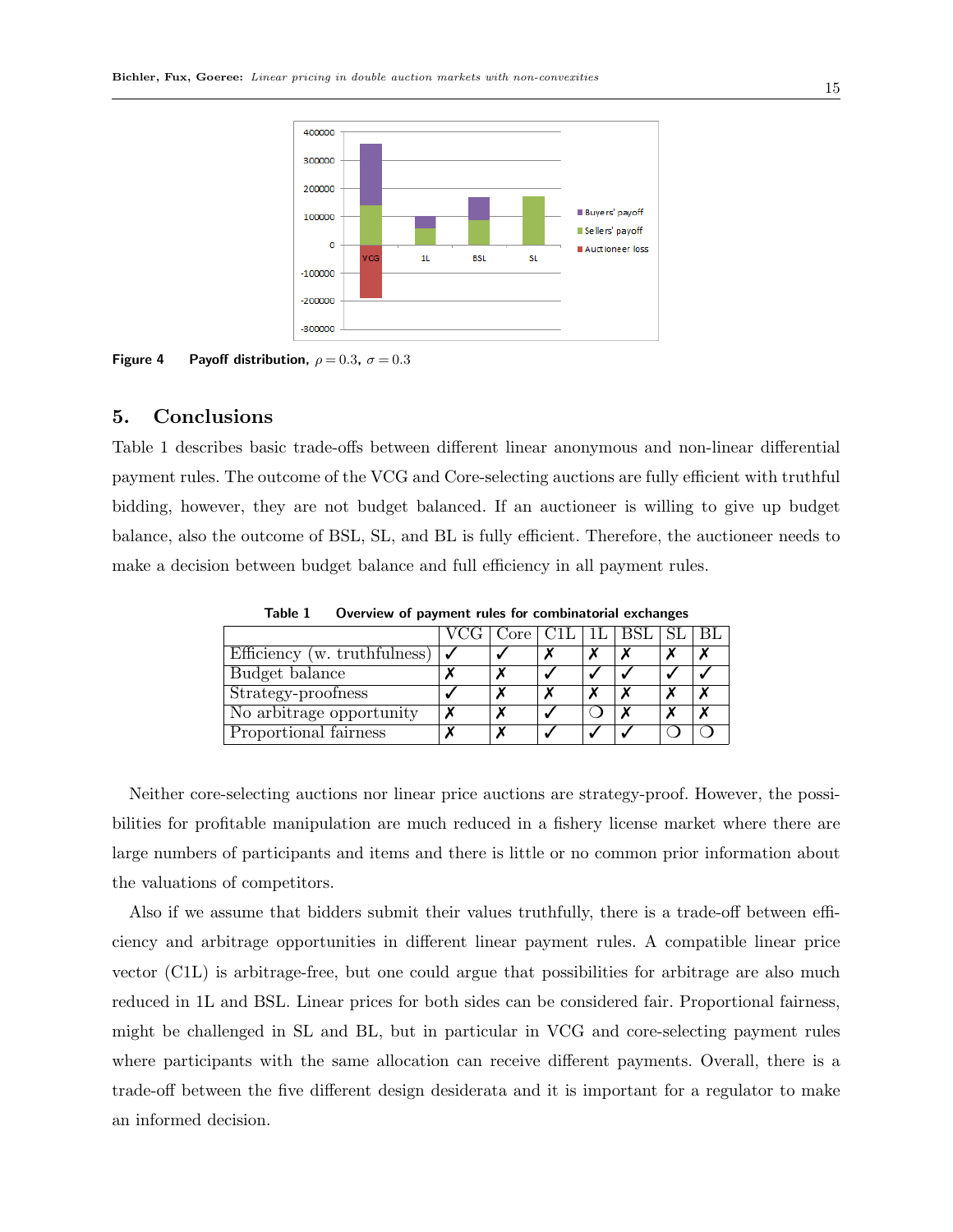Figure 4 Payoff distribution, $\rho = 0.3$, $\sigma = 0.3$

## 5. Conclusions

Table 1 describes basic trade-offs between different linear anonymous and non-linear differential payment rules. The outcome of the VCG and Core-selecting auctions are fully efficient with truthful bidding, however, they are not budget balanced. If an auctioneer is willing to give up budget balance, also the outcome of BSL, SL, and BL is fully efficient. Therefore, the auctioneer needs to make a decision between budget balance and full efficiency in all payment rules.

**Table 1 Overview of payment rules for combinatorial exchanges**

| | VCG | Core | C1L | 1L | BSL | SL | BL |
|---|---|---|---|---|---|---|---|
| Efficiency (w. truthfulness) | ✓ | ✓ | ✗ | ✗ | ✗ | ✗ | ✗ |
| Budget balance | ✗ | ✗ | ✓ | ✓ | ✓ | ✓ | ✓ |
| Strategy-proofness | ✓ | ✗ | ✗ | ✗ | ✗ | ✗ | ✗ |
| No arbitrage opportunity | ✗ | ✗ | ✓ | ❍ | ✗ | ✗ | ✗ |
| Proportional fairness | ✗ | ✗ | ✓ | ✓ | ✓ | ❍ | ❍ |

Neither core-selecting auctions nor linear price auctions are strategy-proof. However, the possibilities for profitable manipulation are much reduced in a fishery license market where there are large numbers of participants and items and there is little or no common prior information about the valuations of competitors.

Also if we assume that bidders submit their values truthfully, there is a trade-off between efficiency and arbitrage opportunities in different linear payment rules. A compatible linear price vector (C1L) is arbitrage-free, but one could argue that possibilities for arbitrage are also much reduced in 1L and BSL. Linear prices for both sides can be considered fair. Proportional fairness, might be challenged in SL and BL, but in particular in VCG and core-selecting payment rules where participants with the same allocation can receive different payments. Overall, there is a trade-off between the five different design desiderata and it is important for a regulator to make an informed decision.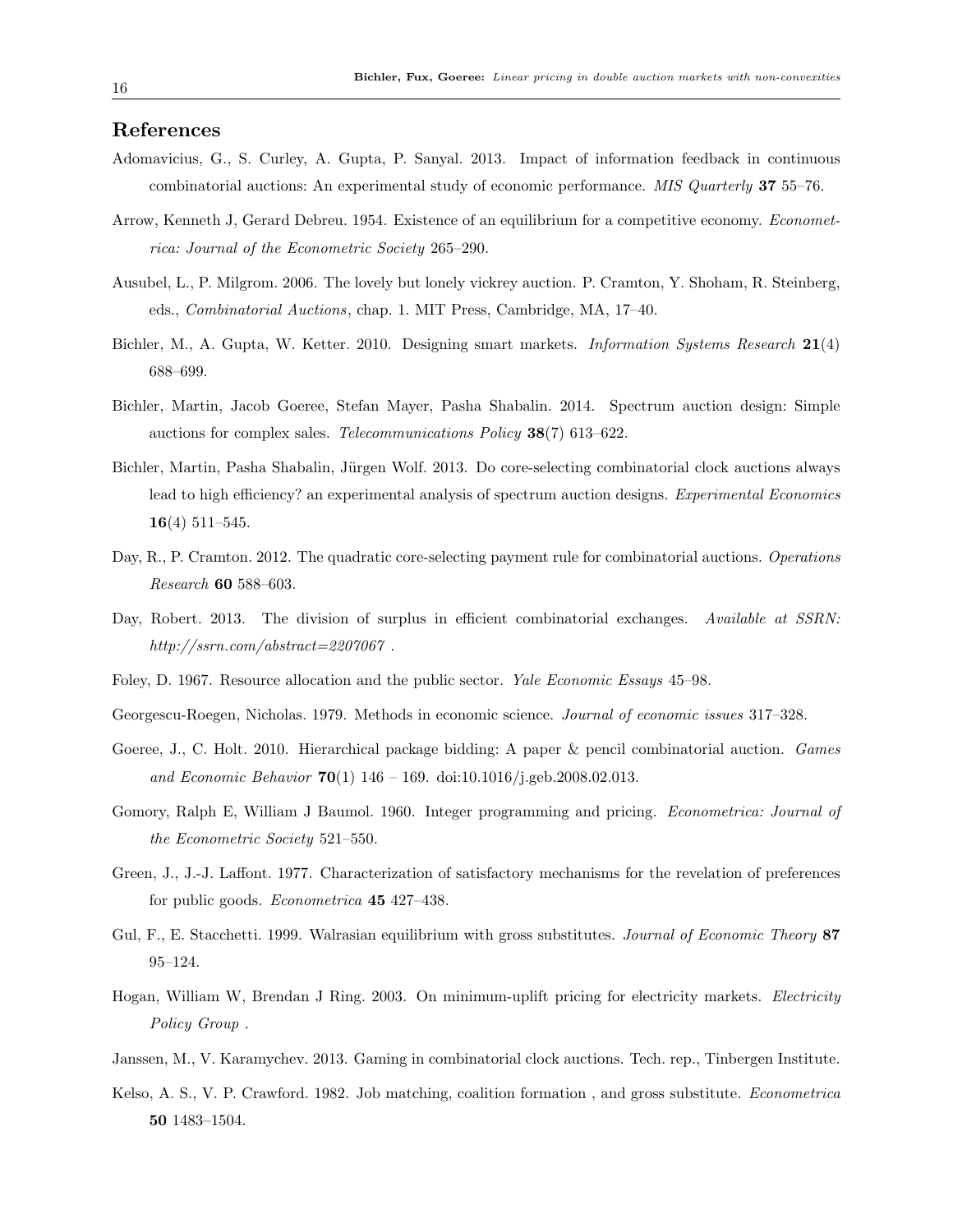## References

Adomavicius, G., S. Curley, A. Gupta, P. Sanyal. 2013. Impact of information feedback in continuous combinatorial auctions: An experimental study of economic performance. *MIS Quarterly* **37** 55–76.

Arrow, Kenneth J, Gerard Debreu. 1954. Existence of an equilibrium for a competitive economy. *Econometrica: Journal of the Econometric Society* 265–290.

Ausubel, L., P. Milgrom. 2006. The lovely but lonely vickrey auction. P. Cramton, Y. Shoham, R. Steinberg, eds., *Combinatorial Auctions*, chap. 1. MIT Press, Cambridge, MA, 17–40.

Bichler, M., A. Gupta, W. Ketter. 2010. Designing smart markets. *Information Systems Research* **21**(4) 688–699.

Bichler, Martin, Jacob Goeree, Stefan Mayer, Pasha Shabalin. 2014. Spectrum auction design: Simple auctions for complex sales. *Telecommunications Policy* **38**(7) 613–622.

Bichler, Martin, Pasha Shabalin, Jürgen Wolf. 2013. Do core-selecting combinatorial clock auctions always lead to high efficiency? an experimental analysis of spectrum auction designs. *Experimental Economics* **16**(4) 511–545.

Day, R., P. Cramton. 2012. The quadratic core-selecting payment rule for combinatorial auctions. *Operations Research* **60** 588–603.

Day, Robert. 2013. The division of surplus in efficient combinatorial exchanges. *Available at SSRN: http://ssrn.com/abstract=2207067* .

Foley, D. 1967. Resource allocation and the public sector. *Yale Economic Essays* 45–98.

Georgescu-Roegen, Nicholas. 1979. Methods in economic science. *Journal of economic issues* 317–328.

Goeree, J., C. Holt. 2010. Hierarchical package bidding: A paper & pencil combinatorial auction. *Games and Economic Behavior* **70**(1) 146 – 169. doi:10.1016/j.geb.2008.02.013.

Gomory, Ralph E, William J Baumol. 1960. Integer programming and pricing. *Econometrica: Journal of the Econometric Society* 521–550.

Green, J., J.-J. Laffont. 1977. Characterization of satisfactory mechanisms for the revelation of preferences for public goods. *Econometrica* **45** 427–438.

Gul, F., E. Stacchetti. 1999. Walrasian equilibrium with gross substitutes. *Journal of Economic Theory* **87** 95–124.

Hogan, William W, Brendan J Ring. 2003. On minimum-uplift pricing for electricity markets. *Electricity Policy Group* .

Janssen, M., V. Karamychev. 2013. Gaming in combinatorial clock auctions. Tech. rep., Tinbergen Institute.

Kelso, A. S., V. P. Crawford. 1982. Job matching, coalition formation , and gross substitute. *Econometrica* **50** 1483–1504.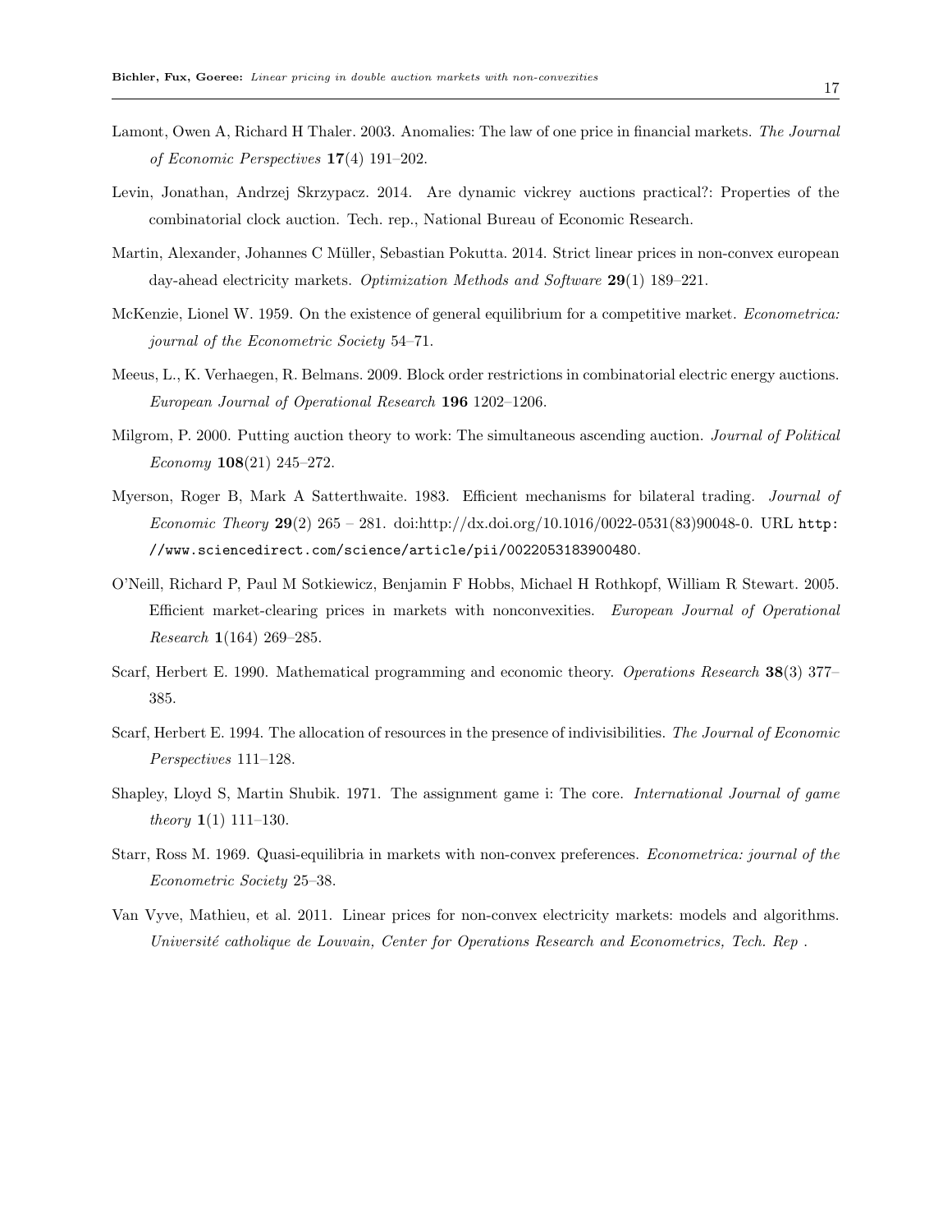Lamont, Owen A, Richard H Thaler. 2003. Anomalies: The law of one price in financial markets. *The Journal of Economic Perspectives* **17**(4) 191–202.

Levin, Jonathan, Andrzej Skrzypacz. 2014. Are dynamic vickrey auctions practical?: Properties of the combinatorial clock auction. Tech. rep., National Bureau of Economic Research.

Martin, Alexander, Johannes C Müller, Sebastian Pokutta. 2014. Strict linear prices in non-convex european day-ahead electricity markets. *Optimization Methods and Software* **29**(1) 189–221.

McKenzie, Lionel W. 1959. On the existence of general equilibrium for a competitive market. *Econometrica: journal of the Econometric Society* 54–71.

Meeus, L., K. Verhaegen, R. Belmans. 2009. Block order restrictions in combinatorial electric energy auctions. *European Journal of Operational Research* **196** 1202–1206.

Milgrom, P. 2000. Putting auction theory to work: The simultaneous ascending auction. *Journal of Political Economy* **108**(21) 245–272.

Myerson, Roger B, Mark A Satterthwaite. 1983. Efficient mechanisms for bilateral trading. *Journal of Economic Theory* **29**(2) 265 – 281. doi:http://dx.doi.org/10.1016/0022-0531(83)90048-0. URL `http://www.sciencedirect.com/science/article/pii/0022053183900480`.

O'Neill, Richard P, Paul M Sotkiewicz, Benjamin F Hobbs, Michael H Rothkopf, William R Stewart. 2005. Efficient market-clearing prices in markets with nonconvexities. *European Journal of Operational Research* **1**(164) 269–285.

Scarf, Herbert E. 1990. Mathematical programming and economic theory. *Operations Research* **38**(3) 377–385.

Scarf, Herbert E. 1994. The allocation of resources in the presence of indivisibilities. *The Journal of Economic Perspectives* 111–128.

Shapley, Lloyd S, Martin Shubik. 1971. The assignment game i: The core. *International Journal of game theory* **1**(1) 111–130.

Starr, Ross M. 1969. Quasi-equilibria in markets with non-convex preferences. *Econometrica: journal of the Econometric Society* 25–38.

Van Vyve, Mathieu, et al. 2011. Linear prices for non-convex electricity markets: models and algorithms. *Université catholique de Louvain, Center for Operations Research and Econometrics, Tech. Rep* .